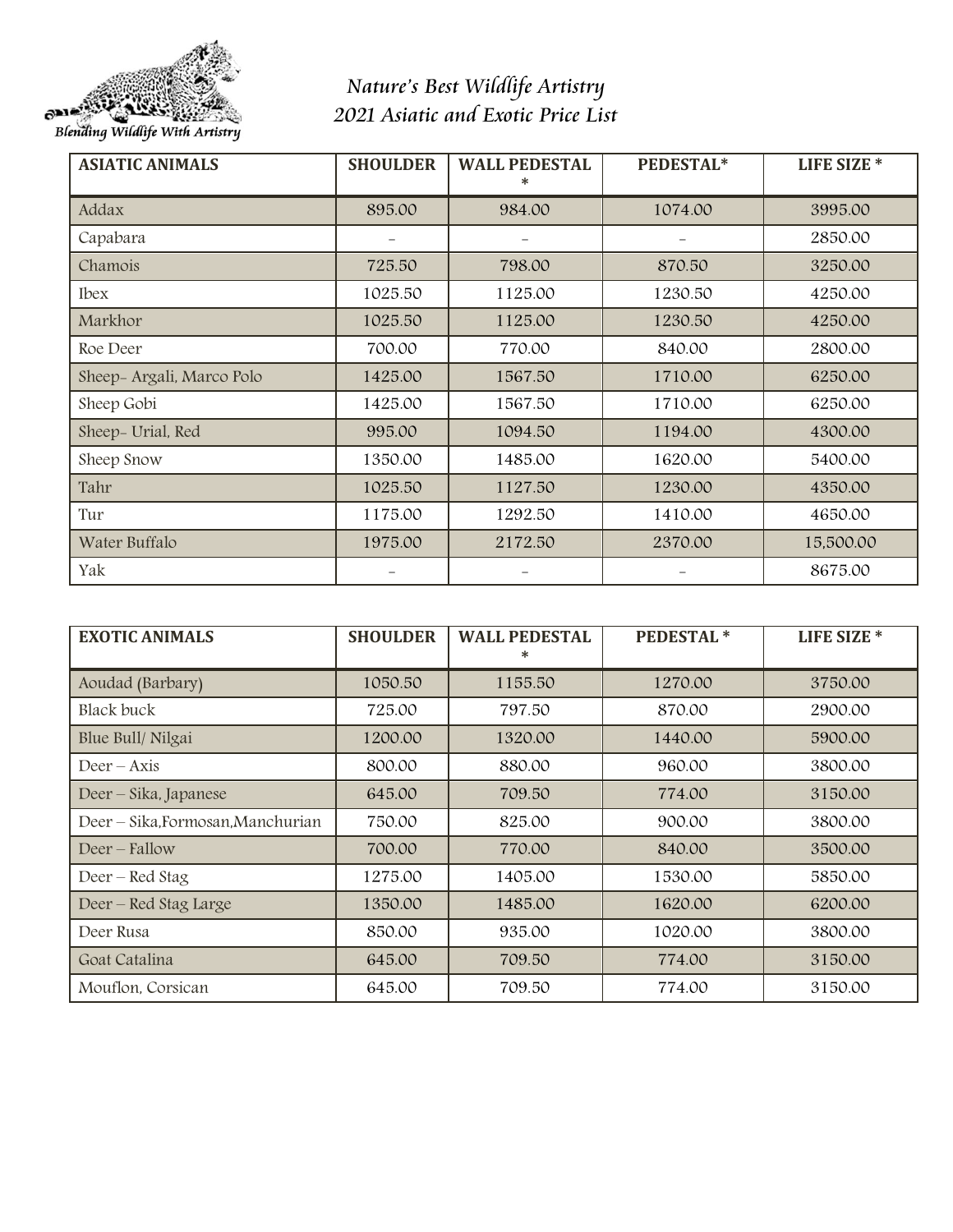Blending Wildlife With Artistry

# Nature's Best Wildlife Artistry
## 2021 Asiatic and Exotic Price List

| ASIATIC ANIMALS | SHOULDER | WALL PEDESTAL * | PEDESTAL* | LIFE SIZE * |
|---|---|---|---|---|
| Addax | 895.00 | 984.00 | 1074.00 | 3995.00 |
| Capabara | - | - | - | 2850.00 |
| Chamois | 725.50 | 798.00 | 870.50 | 3250.00 |
| Ibex | 1025.50 | 1125.00 | 1230.50 | 4250.00 |
| Markhor | 1025.50 | 1125.00 | 1230.50 | 4250.00 |
| Roe Deer | 700.00 | 770.00 | 840.00 | 2800.00 |
| Sheep- Argali, Marco Polo | 1425.00 | 1567.50 | 1710.00 | 6250.00 |
| Sheep Gobi | 1425.00 | 1567.50 | 1710.00 | 6250.00 |
| Sheep- Urial, Red | 995.00 | 1094.50 | 1194.00 | 4300.00 |
| Sheep Snow | 1350.00 | 1485.00 | 1620.00 | 5400.00 |
| Tahr | 1025.50 | 1127.50 | 1230.00 | 4350.00 |
| Tur | 1175.00 | 1292.50 | 1410.00 | 4650.00 |
| Water Buffalo | 1975.00 | 2172.50 | 2370.00 | 15,500.00 |
| Yak | - | - | - | 8675.00 |

| EXOTIC ANIMALS | SHOULDER | WALL PEDESTAL * | PEDESTAL * | LIFE SIZE * |
|---|---|---|---|---|
| Aoudad (Barbary) | 1050.50 | 1155.50 | 1270.00 | 3750.00 |
| Black buck | 725.00 | 797.50 | 870.00 | 2900.00 |
| Blue Bull/ Nilgai | 1200.00 | 1320.00 | 1440.00 | 5900.00 |
| Deer – Axis | 800.00 | 880.00 | 960.00 | 3800.00 |
| Deer – Sika, Japanese | 645.00 | 709.50 | 774.00 | 3150.00 |
| Deer – Sika,Formosan,Manchurian | 750.00 | 825.00 | 900.00 | 3800.00 |
| Deer – Fallow | 700.00 | 770.00 | 840.00 | 3500.00 |
| Deer – Red Stag | 1275.00 | 1405.00 | 1530.00 | 5850.00 |
| Deer – Red Stag Large | 1350.00 | 1485.00 | 1620.00 | 6200.00 |
| Deer Rusa | 850.00 | 935.00 | 1020.00 | 3800.00 |
| Goat Catalina | 645.00 | 709.50 | 774.00 | 3150.00 |
| Mouflon, Corsican | 645.00 | 709.50 | 774.00 | 3150.00 |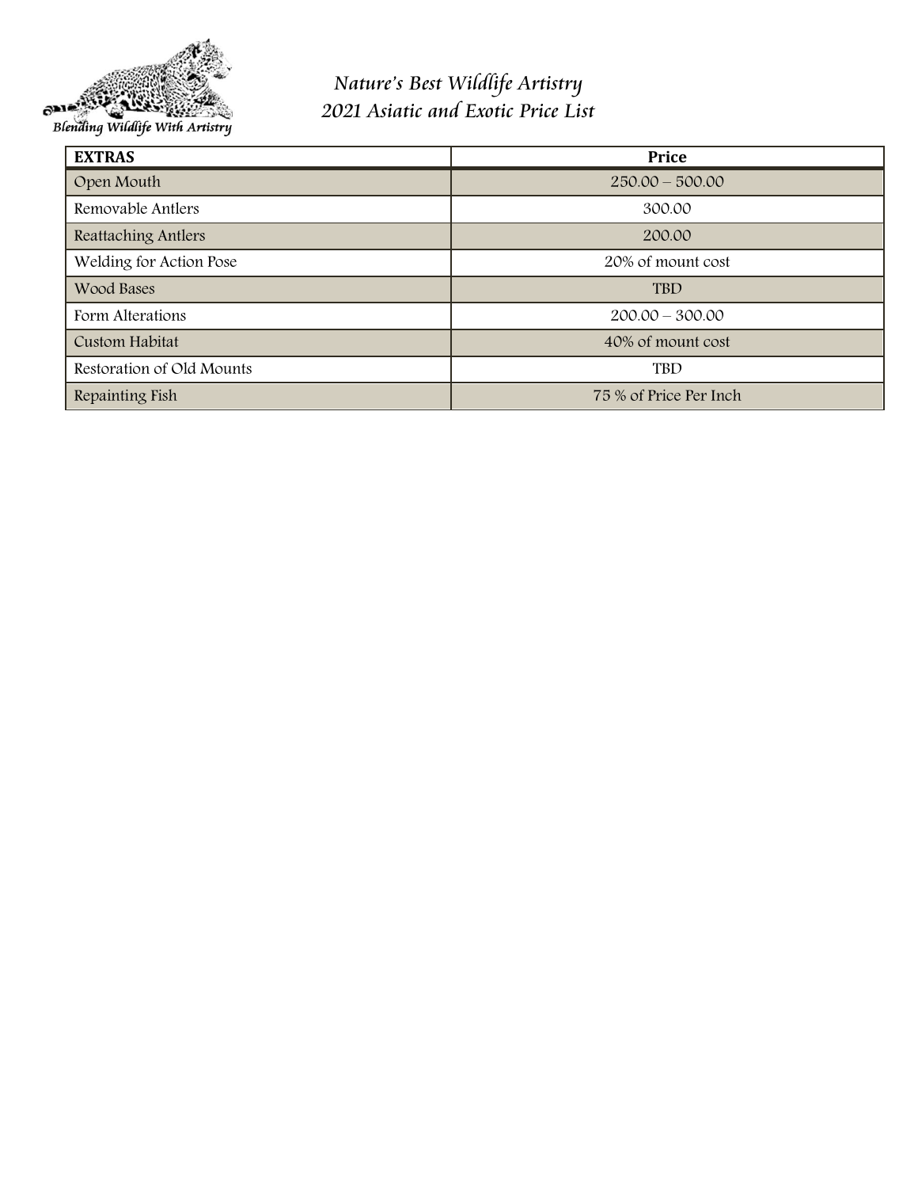# Nature's Best Wildlife Artistry
## 2021 Asiatic and Exotic Price List

Blending Wildlife With Artistry

| EXTRAS | Price |
|---|---|
| Open Mouth | 250.00 – 500.00 |
| Removable Antlers | 300.00 |
| Reattaching Antlers | 200.00 |
| Welding for Action Pose | 20% of mount cost |
| Wood Bases | TBD |
| Form Alterations | 200.00 – 300.00 |
| Custom Habitat | 40% of mount cost |
| Restoration of Old Mounts | TBD |
| Repainting Fish | 75 % of Price Per Inch |